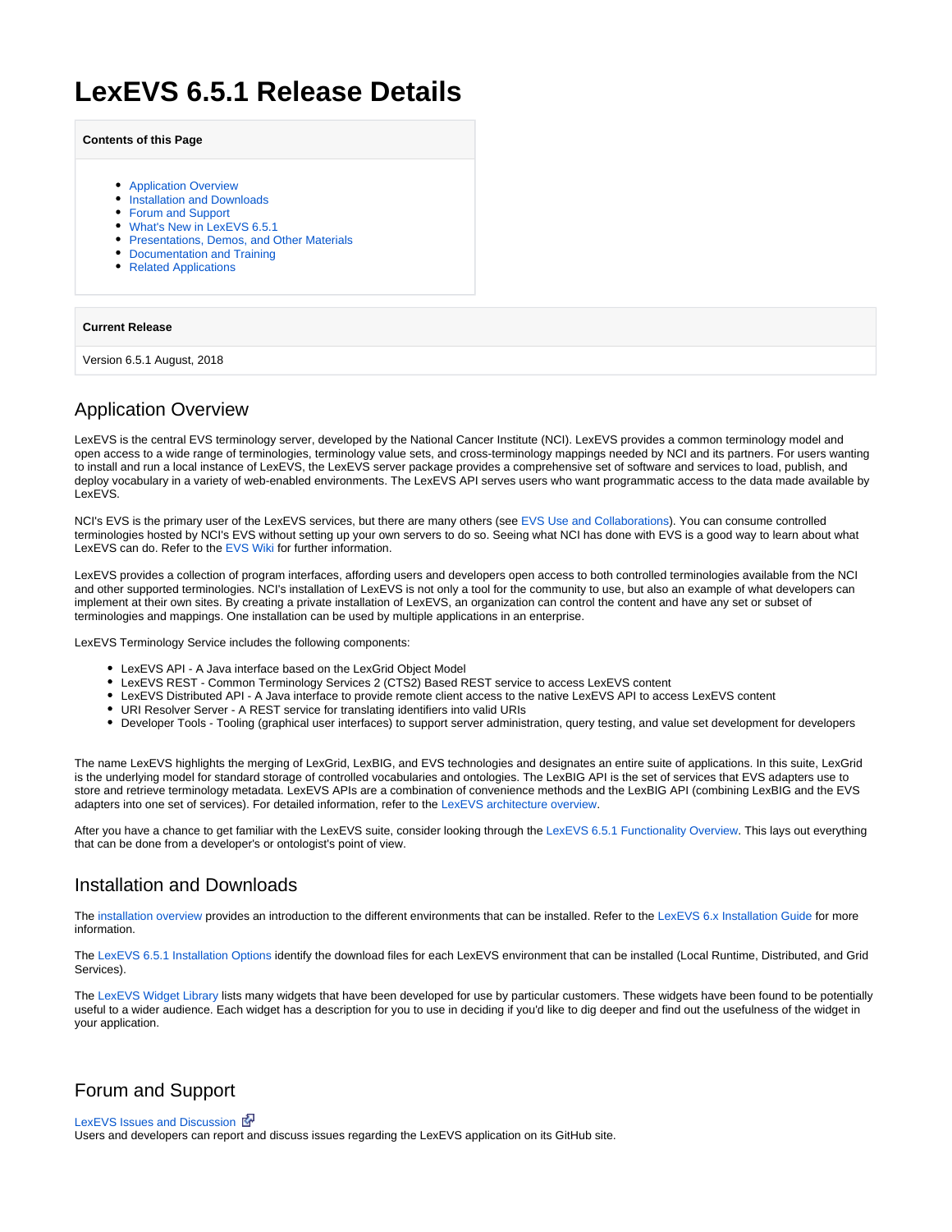# LexEVS 6.5.1 Release Details

**Contents of this Page**

- Application Overview
- Installation and Downloads
- Forum and Support
- What's New in LexEVS 6.5.1
- Presentations, Demos, and Other Materials
- Documentation and Training
- Related Applications

| Current Release |
| --- |
| Version 6.5.1 August, 2018 |

## Application Overview

LexEVS is the central EVS terminology server, developed by the National Cancer Institute (NCI). LexEVS provides a common terminology model and open access to a wide range of terminologies, terminology value sets, and cross-terminology mappings needed by NCI and its partners. For users wanting to install and run a local instance of LexEVS, the LexEVS server package provides a comprehensive set of software and services to load, publish, and deploy vocabulary in a variety of web-enabled environments. The LexEVS API serves users who want programmatic access to the data made available by LexEVS.

NCI's EVS is the primary user of the LexEVS services, but there are many others (see EVS Use and Collaborations). You can consume controlled terminologies hosted by NCI's EVS without setting up your own servers to do so. Seeing what NCI has done with EVS is a good way to learn about what LexEVS can do. Refer to the EVS Wiki for further information.

LexEVS provides a collection of program interfaces, affording users and developers open access to both controlled terminologies available from the NCI and other supported terminologies. NCI's installation of LexEVS is not only a tool for the community to use, but also an example of what developers can implement at their own sites. By creating a private installation of LexEVS, an organization can control the content and have any set or subset of terminologies and mappings. One installation can be used by multiple applications in an enterprise.

LexEVS Terminology Service includes the following components:

- LexEVS API - A Java interface based on the LexGrid Object Model
- LexEVS REST - Common Terminology Services 2 (CTS2) Based REST service to access LexEVS content
- LexEVS Distributed API - A Java interface to provide remote client access to the native LexEVS API to access LexEVS content
- URI Resolver Server - A REST service for translating identifiers into valid URIs
- Developer Tools - Tooling (graphical user interfaces) to support server administration, query testing, and value set development for developers

The name LexEVS highlights the merging of LexGrid, LexBIG, and EVS technologies and designates an entire suite of applications. In this suite, LexGrid is the underlying model for standard storage of controlled vocabularies and ontologies. The LexBIG API is the set of services that EVS adapters use to store and retrieve terminology metadata. LexEVS APIs are a combination of convenience methods and the LexBIG API (combining LexBIG and the EVS adapters into one set of services). For detailed information, refer to the LexEVS architecture overview.

After you have a chance to get familiar with the LexEVS suite, consider looking through the LexEVS 6.5.1 Functionality Overview. This lays out everything that can be done from a developer's or ontologist's point of view.

## Installation and Downloads

The installation overview provides an introduction to the different environments that can be installed. Refer to the LexEVS 6.x Installation Guide for more information.

The LexEVS 6.5.1 Installation Options identify the download files for each LexEVS environment that can be installed (Local Runtime, Distributed, and Grid Services).

The LexEVS Widget Library lists many widgets that have been developed for use by particular customers. These widgets have been found to be potentially useful to a wider audience. Each widget has a description for you to use in deciding if you'd like to dig deeper and find out the usefulness of the widget in your application.

## Forum and Support

LexEVS Issues and Discussion
Users and developers can report and discuss issues regarding the LexEVS application on its GitHub site.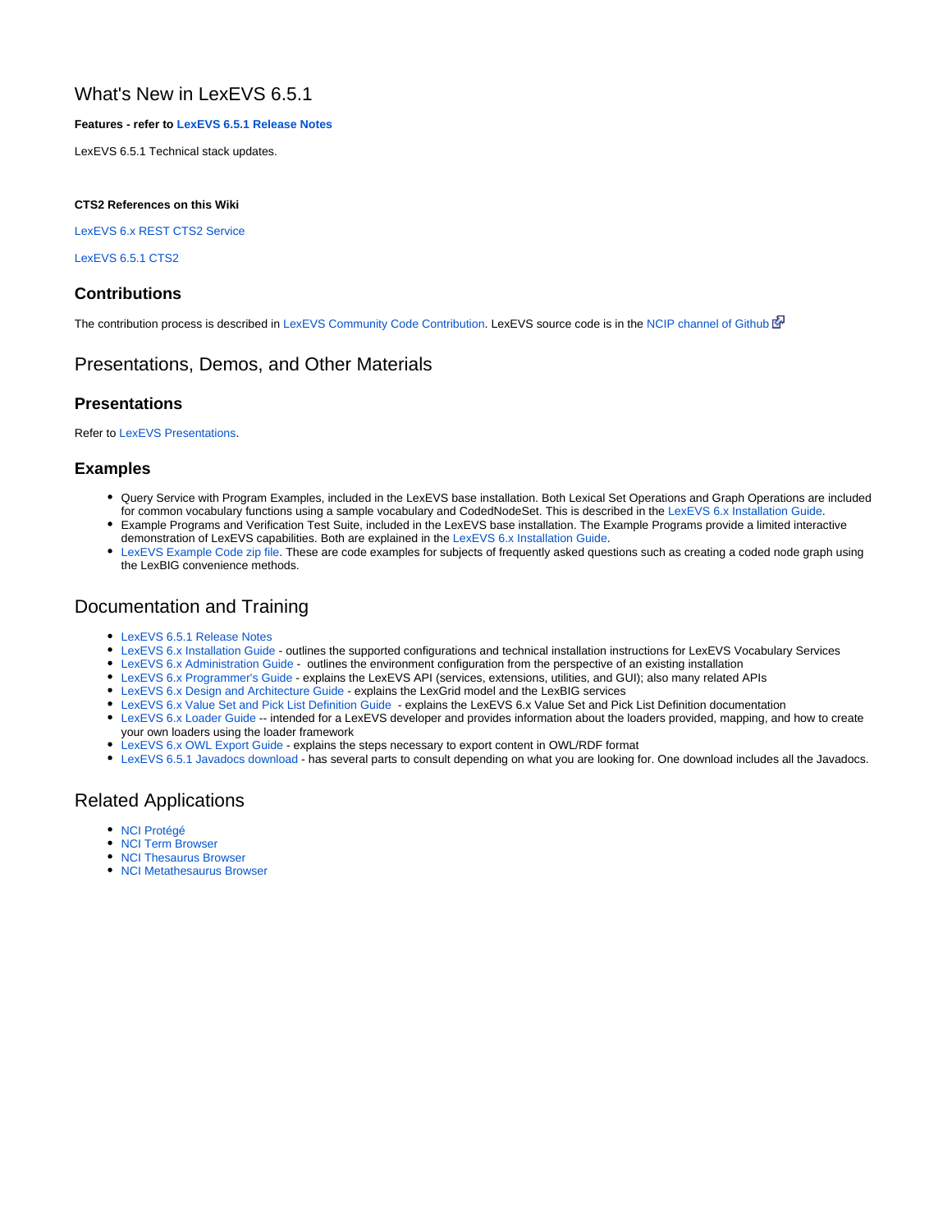## What's New in LexEVS 6.5.1

**Features - refer to LexEVS 6.5.1 Release Notes**

LexEVS 6.5.1 Technical stack updates.

**CTS2 References on this Wiki**

LexEVS 6.x REST CTS2 Service

LexEVS 6.5.1 CTS2

### Contributions

The contribution process is described in LexEVS Community Code Contribution. LexEVS source code is in the NCIP channel of Github

## Presentations, Demos, and Other Materials

### Presentations

Refer to LexEVS Presentations.

### Examples

- Query Service with Program Examples, included in the LexEVS base installation. Both Lexical Set Operations and Graph Operations are included for common vocabulary functions using a sample vocabulary and CodedNodeSet. This is described in the LexEVS 6.x Installation Guide.
- Example Programs and Verification Test Suite, included in the LexEVS base installation. The Example Programs provide a limited interactive demonstration of LexEVS capabilities. Both are explained in the LexEVS 6.x Installation Guide.
- LexEVS Example Code zip file. These are code examples for subjects of frequently asked questions such as creating a coded node graph using the LexBIG convenience methods.

## Documentation and Training

- LexEVS 6.5.1 Release Notes
- LexEVS 6.x Installation Guide - outlines the supported configurations and technical installation instructions for LexEVS Vocabulary Services
- LexEVS 6.x Administration Guide - outlines the environment configuration from the perspective of an existing installation
- LexEVS 6.x Programmer's Guide - explains the LexEVS API (services, extensions, utilities, and GUI); also many related APIs
- LexEVS 6.x Design and Architecture Guide - explains the LexGrid model and the LexBIG services
- LexEVS 6.x Value Set and Pick List Definition Guide - explains the LexEVS 6.x Value Set and Pick List Definition documentation
- LexEVS 6.x Loader Guide -- intended for a LexEVS developer and provides information about the loaders provided, mapping, and how to create your own loaders using the loader framework
- LexEVS 6.x OWL Export Guide - explains the steps necessary to export content in OWL/RDF format
- LexEVS 6.5.1 Javadocs download - has several parts to consult depending on what you are looking for. One download includes all the Javadocs.

## Related Applications

- NCI Protégé
- NCI Term Browser
- NCI Thesaurus Browser
- NCI Metathesaurus Browser